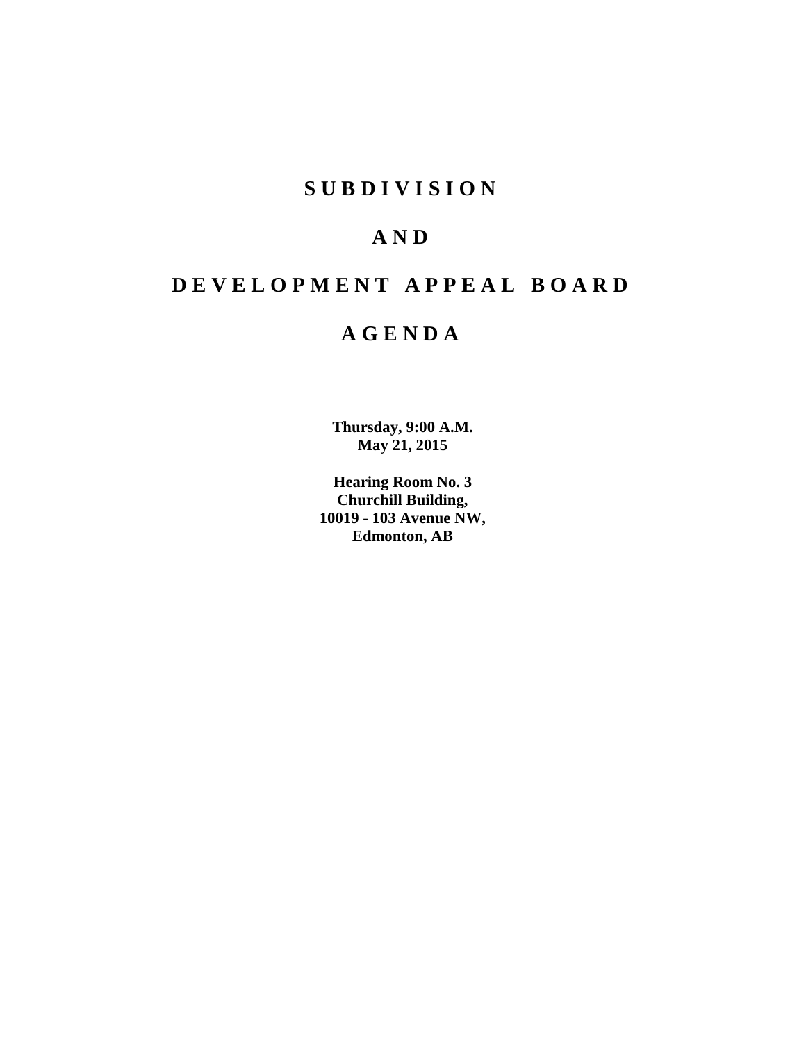# SUBDIVISION

# AND

# DEVELOPMENT APPEAL BOARD

# AGENDA

**Thursday, 9:00 A.M.**
**May 21, 2015**

**Hearing Room No. 3**
**Churchill Building,**
**10019 - 103 Avenue NW,**
**Edmonton, AB**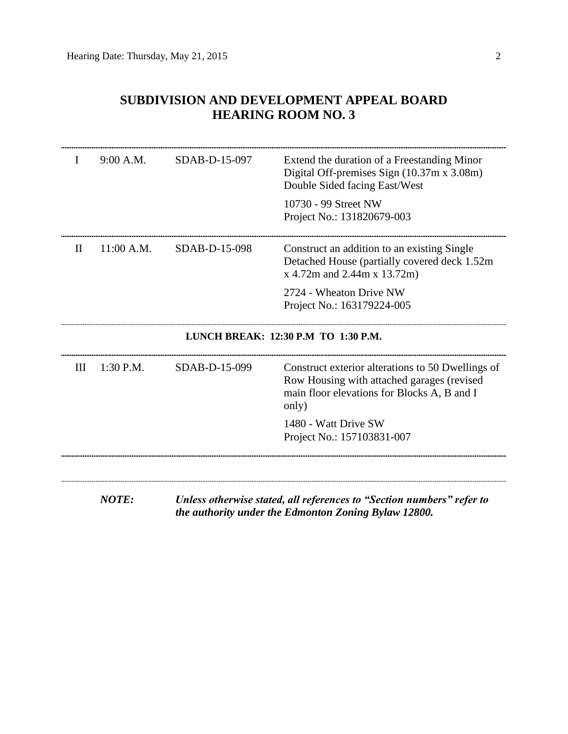# SUBDIVISION AND DEVELOPMENT APPEAL BOARD
# HEARING ROOM NO. 3

| | | | |
|---|---|---|---|
| I | 9:00 A.M. | SDAB-D-15-097 | Extend the duration of a Freestanding Minor Digital Off-premises Sign (10.37m x 3.08m) Double Sided facing East/West<br><br>10730 - 99 Street NW<br>Project No.: 131820679-003 |
| II | 11:00 A.M. | SDAB-D-15-098 | Construct an addition to an existing Single Detached House (partially covered deck 1.52m x 4.72m and 2.44m x 13.72m)<br><br>2724 - Wheaton Drive NW<br>Project No.: 163179224-005 |
| | | **LUNCH BREAK: 12:30 P.M TO 1:30 P.M.** | |
| III | 1:30 P.M. | SDAB-D-15-099 | Construct exterior alterations to 50 Dwellings of Row Housing with attached garages (revised main floor elevations for Blocks A, B and I only)<br><br>1480 - Watt Drive SW<br>Project No.: 157103831-007 |

***NOTE:*** ***Unless otherwise stated, all references to "Section numbers" refer to the authority under the Edmonton Zoning Bylaw 12800.***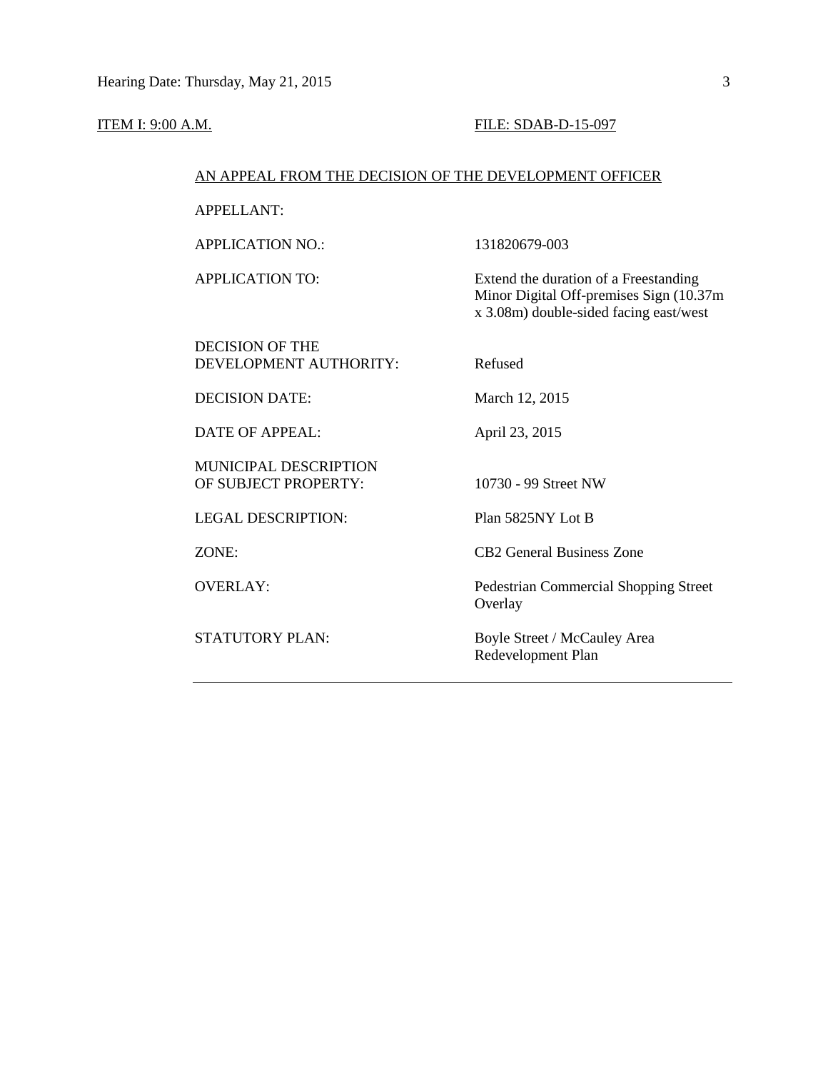ITEM I: 9:00 A.M. FILE: SDAB-D-15-097

AN APPEAL FROM THE DECISION OF THE DEVELOPMENT OFFICER

| | |
|---|---|
| APPELLANT: | |
| APPLICATION NO.: | 131820679-003 |
| APPLICATION TO: | Extend the duration of a Freestanding Minor Digital Off-premises Sign (10.37m x 3.08m) double-sided facing east/west |
| DECISION OF THE DEVELOPMENT AUTHORITY: | Refused |
| DECISION DATE: | March 12, 2015 |
| DATE OF APPEAL: | April 23, 2015 |
| MUNICIPAL DESCRIPTION OF SUBJECT PROPERTY: | 10730 - 99 Street NW |
| LEGAL DESCRIPTION: | Plan 5825NY Lot B |
| ZONE: | CB2 General Business Zone |
| OVERLAY: | Pedestrian Commercial Shopping Street Overlay |
| STATUTORY PLAN: | Boyle Street / McCauley Area Redevelopment Plan |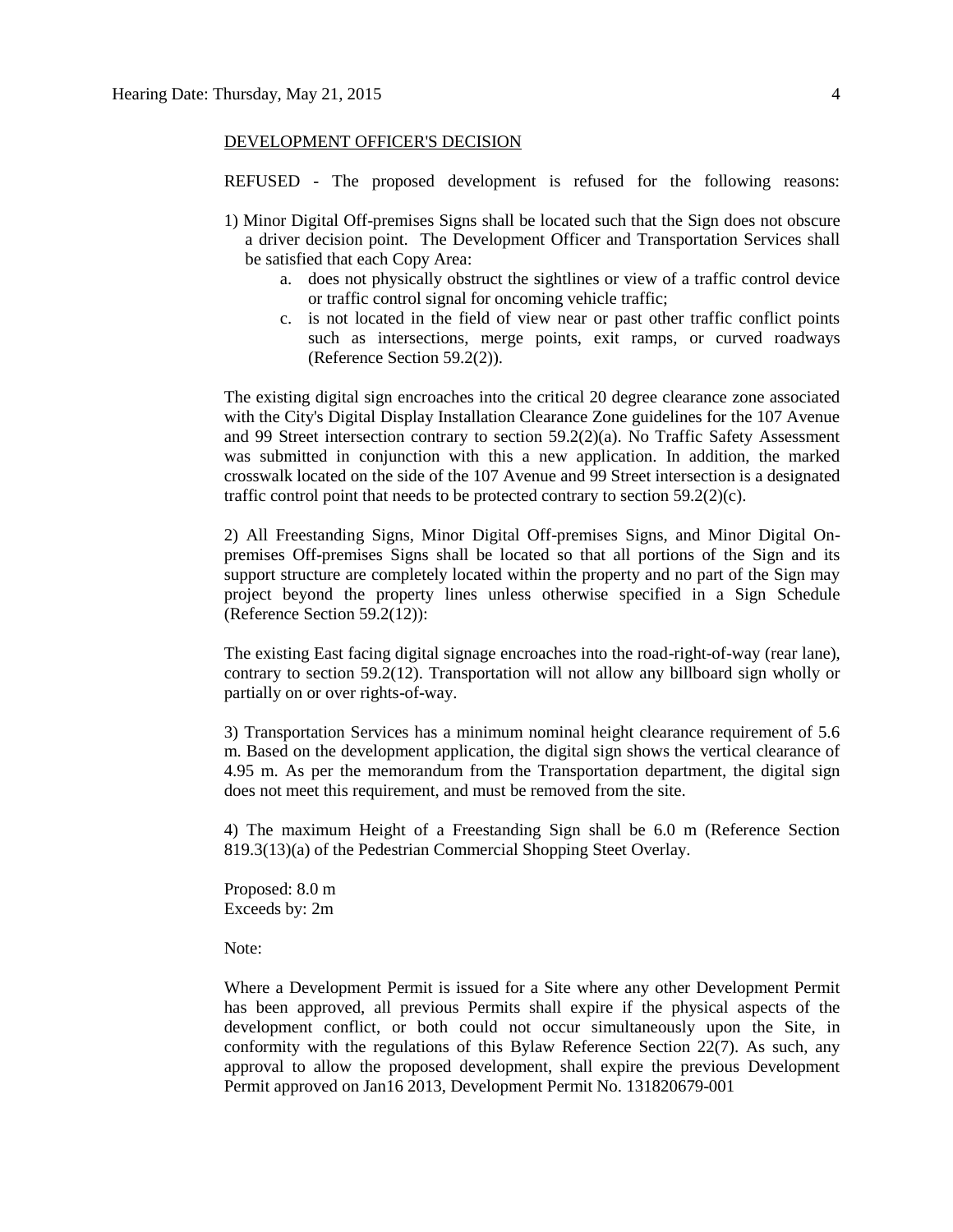DEVELOPMENT OFFICER'S DECISION

REFUSED - The proposed development is refused for the following reasons:

1) Minor Digital Off-premises Signs shall be located such that the Sign does not obscure a driver decision point. The Development Officer and Transportation Services shall be satisfied that each Copy Area:

   a. does not physically obstruct the sightlines or view of a traffic control device or traffic control signal for oncoming vehicle traffic;

   c. is not located in the field of view near or past other traffic conflict points such as intersections, merge points, exit ramps, or curved roadways (Reference Section 59.2(2)).

The existing digital sign encroaches into the critical 20 degree clearance zone associated with the City's Digital Display Installation Clearance Zone guidelines for the 107 Avenue and 99 Street intersection contrary to section 59.2(2)(a). No Traffic Safety Assessment was submitted in conjunction with this a new application. In addition, the marked crosswalk located on the side of the 107 Avenue and 99 Street intersection is a designated traffic control point that needs to be protected contrary to section 59.2(2)(c).

2) All Freestanding Signs, Minor Digital Off-premises Signs, and Minor Digital On-premises Off-premises Signs shall be located so that all portions of the Sign and its support structure are completely located within the property and no part of the Sign may project beyond the property lines unless otherwise specified in a Sign Schedule (Reference Section 59.2(12)):

The existing East facing digital signage encroaches into the road-right-of-way (rear lane), contrary to section 59.2(12). Transportation will not allow any billboard sign wholly or partially on or over rights-of-way.

3) Transportation Services has a minimum nominal height clearance requirement of 5.6 m. Based on the development application, the digital sign shows the vertical clearance of 4.95 m. As per the memorandum from the Transportation department, the digital sign does not meet this requirement, and must be removed from the site.

4) The maximum Height of a Freestanding Sign shall be 6.0 m (Reference Section 819.3(13)(a) of the Pedestrian Commercial Shopping Steet Overlay.

Proposed: 8.0 m
Exceeds by: 2m

Note:

Where a Development Permit is issued for a Site where any other Development Permit has been approved, all previous Permits shall expire if the physical aspects of the development conflict, or both could not occur simultaneously upon the Site, in conformity with the regulations of this Bylaw Reference Section 22(7). As such, any approval to allow the proposed development, shall expire the previous Development Permit approved on Jan16 2013, Development Permit No. 131820679-001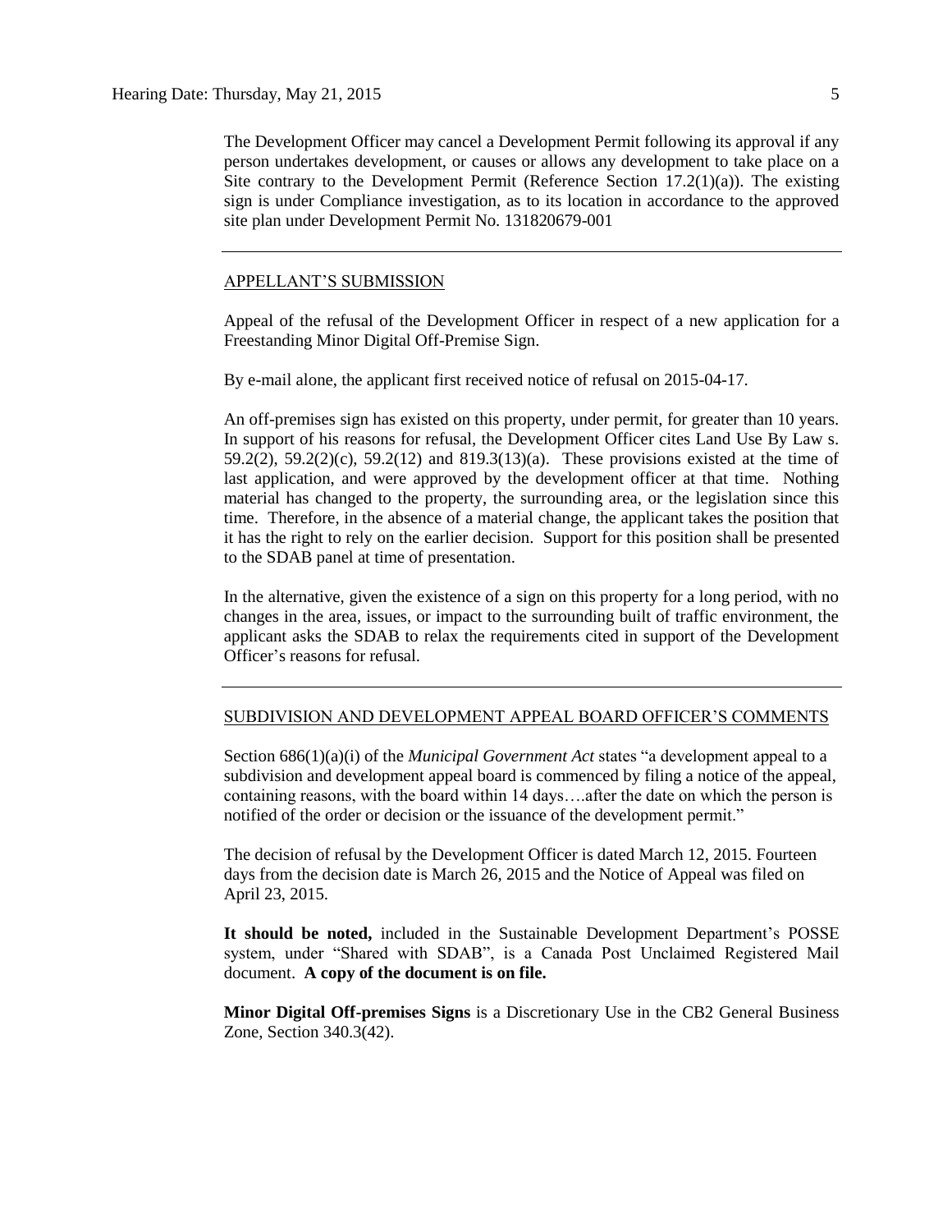The Development Officer may cancel a Development Permit following its approval if any person undertakes development, or causes or allows any development to take place on a Site contrary to the Development Permit (Reference Section 17.2(1)(a)). The existing sign is under Compliance investigation, as to its location in accordance to the approved site plan under Development Permit No. 131820679-001

---

APPELLANT'S SUBMISSION

Appeal of the refusal of the Development Officer in respect of a new application for a Freestanding Minor Digital Off-Premise Sign.

By e-mail alone, the applicant first received notice of refusal on 2015-04-17.

An off-premises sign has existed on this property, under permit, for greater than 10 years. In support of his reasons for refusal, the Development Officer cites Land Use By Law s. 59.2(2), 59.2(2)(c), 59.2(12) and 819.3(13)(a). These provisions existed at the time of last application, and were approved by the development officer at that time. Nothing material has changed to the property, the surrounding area, or the legislation since this time. Therefore, in the absence of a material change, the applicant takes the position that it has the right to rely on the earlier decision. Support for this position shall be presented to the SDAB panel at time of presentation.

In the alternative, given the existence of a sign on this property for a long period, with no changes in the area, issues, or impact to the surrounding built of traffic environment, the applicant asks the SDAB to relax the requirements cited in support of the Development Officer's reasons for refusal.

---

SUBDIVISION AND DEVELOPMENT APPEAL BOARD OFFICER'S COMMENTS

Section 686(1)(a)(i) of the *Municipal Government Act* states "a development appeal to a subdivision and development appeal board is commenced by filing a notice of the appeal, containing reasons, with the board within 14 days….after the date on which the person is notified of the order or decision or the issuance of the development permit."

The decision of refusal by the Development Officer is dated March 12, 2015. Fourteen days from the decision date is March 26, 2015 and the Notice of Appeal was filed on April 23, 2015.

**It should be noted,** included in the Sustainable Development Department's POSSE system, under "Shared with SDAB", is a Canada Post Unclaimed Registered Mail document. **A copy of the document is on file.**

**Minor Digital Off-premises Signs** is a Discretionary Use in the CB2 General Business Zone, Section 340.3(42).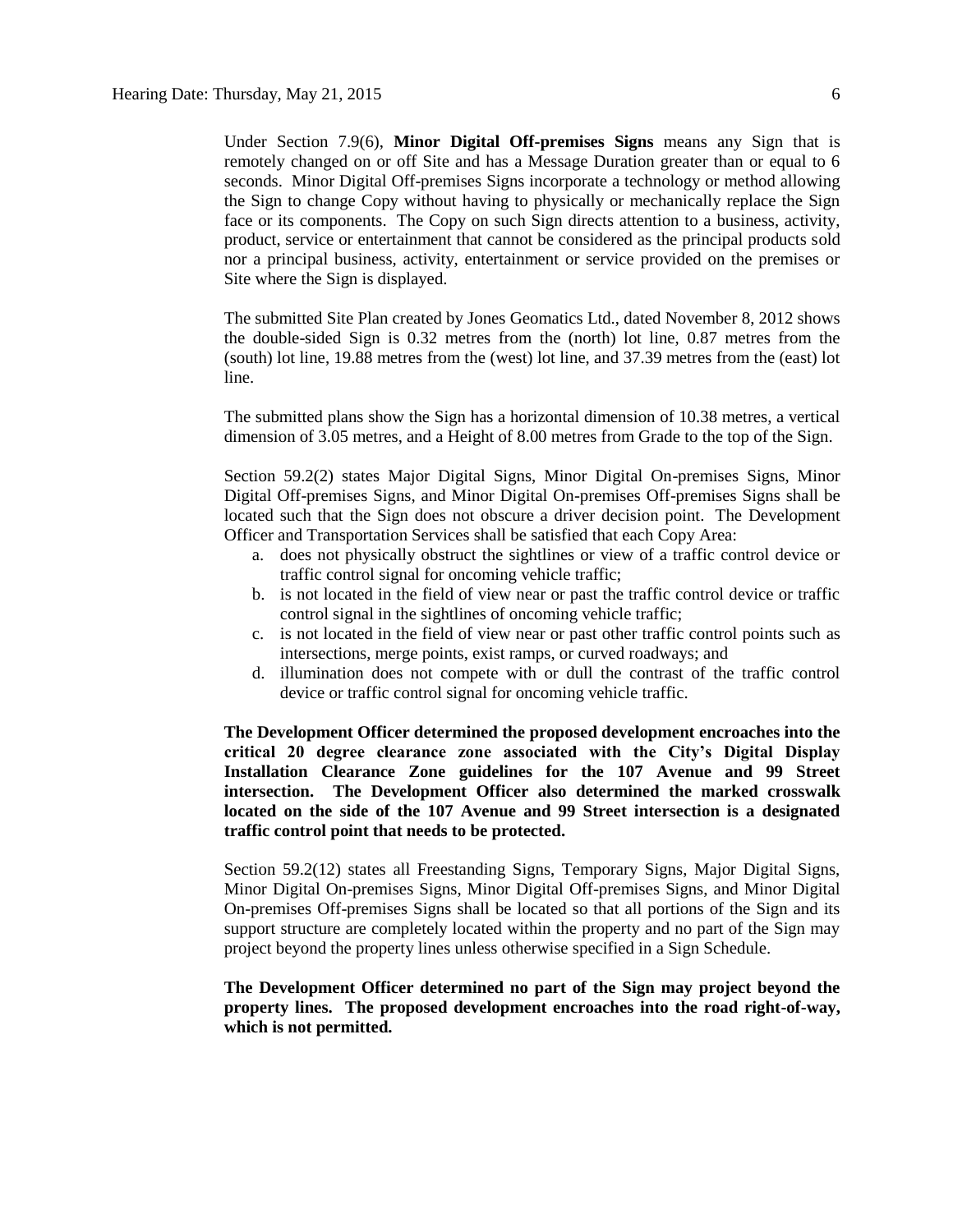Under Section 7.9(6), **Minor Digital Off-premises Signs** means any Sign that is remotely changed on or off Site and has a Message Duration greater than or equal to 6 seconds. Minor Digital Off-premises Signs incorporate a technology or method allowing the Sign to change Copy without having to physically or mechanically replace the Sign face or its components. The Copy on such Sign directs attention to a business, activity, product, service or entertainment that cannot be considered as the principal products sold nor a principal business, activity, entertainment or service provided on the premises or Site where the Sign is displayed.

The submitted Site Plan created by Jones Geomatics Ltd., dated November 8, 2012 shows the double-sided Sign is 0.32 metres from the (north) lot line, 0.87 metres from the (south) lot line, 19.88 metres from the (west) lot line, and 37.39 metres from the (east) lot line.

The submitted plans show the Sign has a horizontal dimension of 10.38 metres, a vertical dimension of 3.05 metres, and a Height of 8.00 metres from Grade to the top of the Sign.

Section 59.2(2) states Major Digital Signs, Minor Digital On-premises Signs, Minor Digital Off-premises Signs, and Minor Digital On-premises Off-premises Signs shall be located such that the Sign does not obscure a driver decision point. The Development Officer and Transportation Services shall be satisfied that each Copy Area:

a. does not physically obstruct the sightlines or view of a traffic control device or traffic control signal for oncoming vehicle traffic;
b. is not located in the field of view near or past the traffic control device or traffic control signal in the sightlines of oncoming vehicle traffic;
c. is not located in the field of view near or past other traffic control points such as intersections, merge points, exist ramps, or curved roadways; and
d. illumination does not compete with or dull the contrast of the traffic control device or traffic control signal for oncoming vehicle traffic.

**The Development Officer determined the proposed development encroaches into the critical 20 degree clearance zone associated with the City's Digital Display Installation Clearance Zone guidelines for the 107 Avenue and 99 Street intersection. The Development Officer also determined the marked crosswalk located on the side of the 107 Avenue and 99 Street intersection is a designated traffic control point that needs to be protected.**

Section 59.2(12) states all Freestanding Signs, Temporary Signs, Major Digital Signs, Minor Digital On-premises Signs, Minor Digital Off-premises Signs, and Minor Digital On-premises Off-premises Signs shall be located so that all portions of the Sign and its support structure are completely located within the property and no part of the Sign may project beyond the property lines unless otherwise specified in a Sign Schedule.

**The Development Officer determined no part of the Sign may project beyond the property lines. The proposed development encroaches into the road right-of-way, which is not permitted.**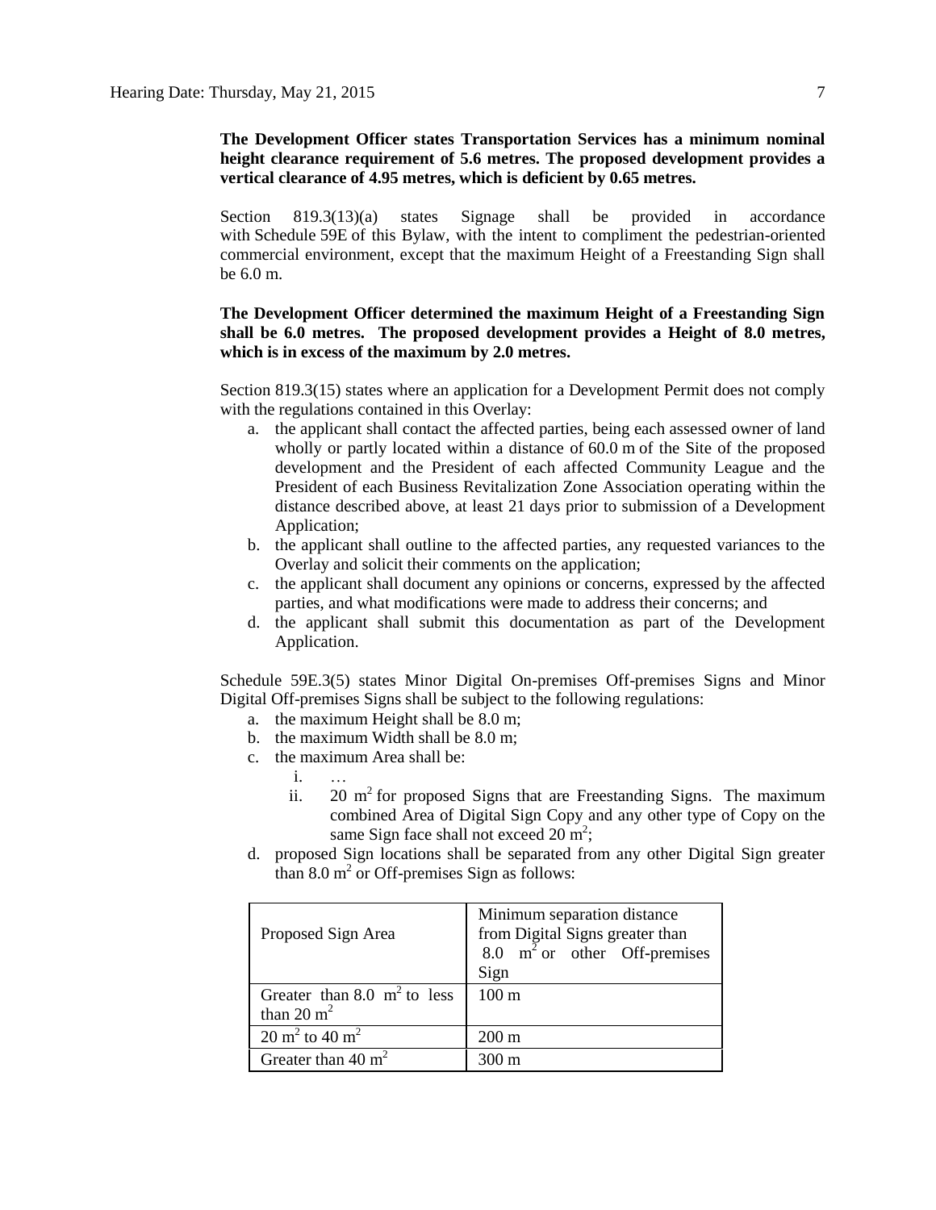**The Development Officer states Transportation Services has a minimum nominal height clearance requirement of 5.6 metres. The proposed development provides a vertical clearance of 4.95 metres, which is deficient by 0.65 metres.**

Section 819.3(13)(a) states Signage shall be provided in accordance with Schedule 59E of this Bylaw, with the intent to compliment the pedestrian-oriented commercial environment, except that the maximum Height of a Freestanding Sign shall be 6.0 m.

**The Development Officer determined the maximum Height of a Freestanding Sign shall be 6.0 metres. The proposed development provides a Height of 8.0 metres, which is in excess of the maximum by 2.0 metres.**

Section 819.3(15) states where an application for a Development Permit does not comply with the regulations contained in this Overlay:

a. the applicant shall contact the affected parties, being each assessed owner of land wholly or partly located within a distance of 60.0 m of the Site of the proposed development and the President of each affected Community League and the President of each Business Revitalization Zone Association operating within the distance described above, at least 21 days prior to submission of a Development Application;
b. the applicant shall outline to the affected parties, any requested variances to the Overlay and solicit their comments on the application;
c. the applicant shall document any opinions or concerns, expressed by the affected parties, and what modifications were made to address their concerns; and
d. the applicant shall submit this documentation as part of the Development Application.

Schedule 59E.3(5) states Minor Digital On-premises Off-premises Signs and Minor Digital Off-premises Signs shall be subject to the following regulations:

a. the maximum Height shall be 8.0 m;
b. the maximum Width shall be 8.0 m;
c. the maximum Area shall be:
   i. …
   ii. 20 $m^2$ for proposed Signs that are Freestanding Signs. The maximum combined Area of Digital Sign Copy and any other type of Copy on the same Sign face shall not exceed 20 $m^2$;
d. proposed Sign locations shall be separated from any other Digital Sign greater than 8.0 $m^2$ or Off-premises Sign as follows:

| Proposed Sign Area | Minimum separation distance from Digital Signs greater than 8.0 $m^2$ or other Off-premises Sign |
|---|---|
| Greater than 8.0 $m^2$ to less than 20 $m^2$ | 100 m |
| 20 $m^2$ to 40 $m^2$ | 200 m |
| Greater than 40 $m^2$ | 300 m |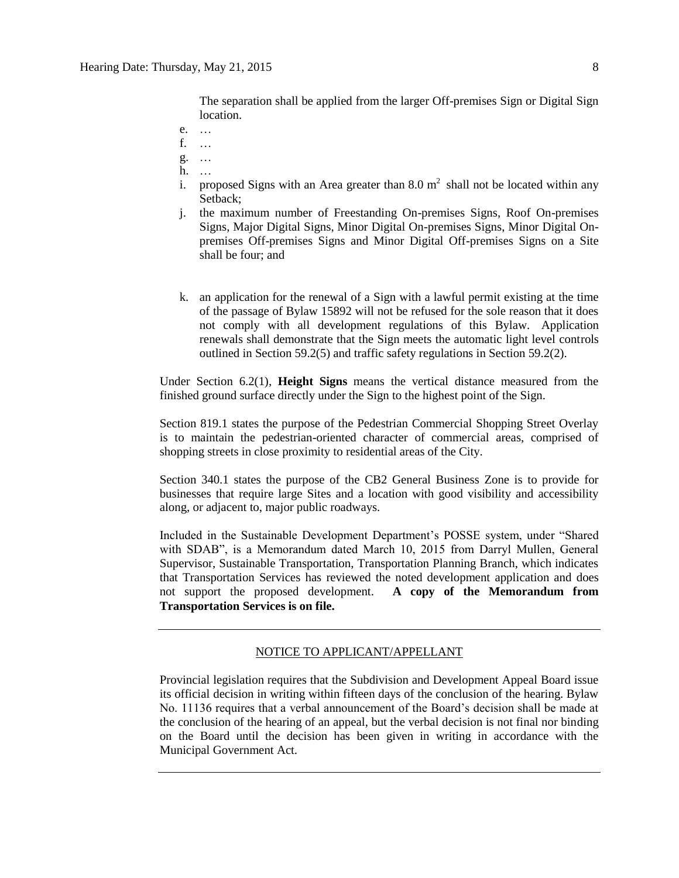The separation shall be applied from the larger Off-premises Sign or Digital Sign location.

e. …
f. …
g. …
h. …
i. proposed Signs with an Area greater than 8.0 $m^2$ shall not be located within any Setback;
j. the maximum number of Freestanding On-premises Signs, Roof On-premises Signs, Major Digital Signs, Minor Digital On-premises Signs, Minor Digital On-premises Off-premises Signs and Minor Digital Off-premises Signs on a Site shall be four; and

k. an application for the renewal of a Sign with a lawful permit existing at the time of the passage of Bylaw 15892 will not be refused for the sole reason that it does not comply with all development regulations of this Bylaw. Application renewals shall demonstrate that the Sign meets the automatic light level controls outlined in Section 59.2(5) and traffic safety regulations in Section 59.2(2).

Under Section 6.2(1), **Height Signs** means the vertical distance measured from the finished ground surface directly under the Sign to the highest point of the Sign.

Section 819.1 states the purpose of the Pedestrian Commercial Shopping Street Overlay is to maintain the pedestrian-oriented character of commercial areas, comprised of shopping streets in close proximity to residential areas of the City.

Section 340.1 states the purpose of the CB2 General Business Zone is to provide for businesses that require large Sites and a location with good visibility and accessibility along, or adjacent to, major public roadways.

Included in the Sustainable Development Department's POSSE system, under "Shared with SDAB", is a Memorandum dated March 10, 2015 from Darryl Mullen, General Supervisor, Sustainable Transportation, Transportation Planning Branch, which indicates that Transportation Services has reviewed the noted development application and does not support the proposed development. **A copy of the Memorandum from Transportation Services is on file.**

---

NOTICE TO APPLICANT/APPELLANT

Provincial legislation requires that the Subdivision and Development Appeal Board issue its official decision in writing within fifteen days of the conclusion of the hearing. Bylaw No. 11136 requires that a verbal announcement of the Board's decision shall be made at the conclusion of the hearing of an appeal, but the verbal decision is not final nor binding on the Board until the decision has been given in writing in accordance with the Municipal Government Act.

---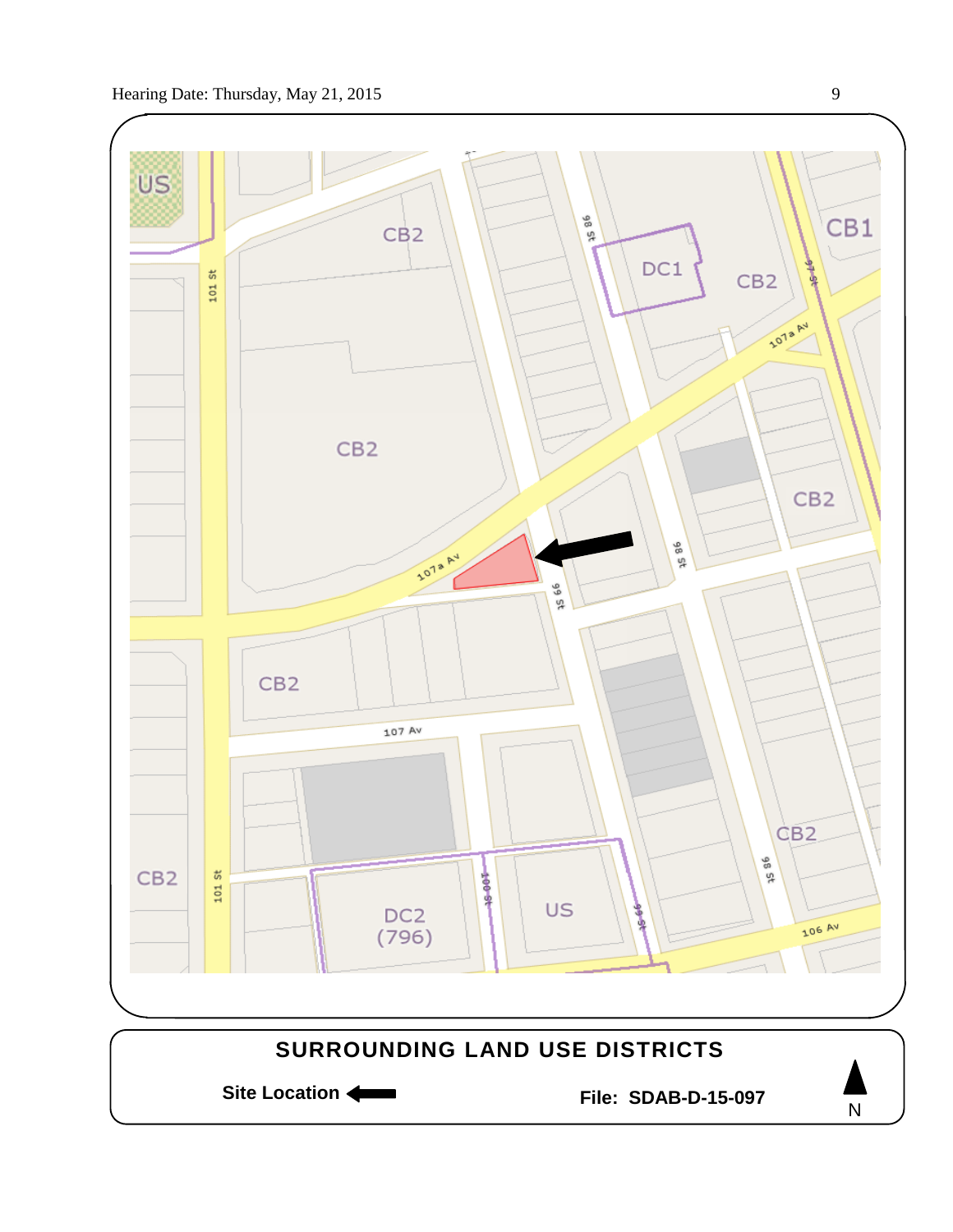US

CB2

CB1

DC1

CB2

CB2

CB2

CB2

CB2

CB2

DC2 (796)

US

CB2

101 St

98 St

97 St

107a Av

99 St

107 Av

100 St

106 Av

**SURROUNDING LAND USE DISTRICTS**

**Site Location**

**File: SDAB-D-15-097**

N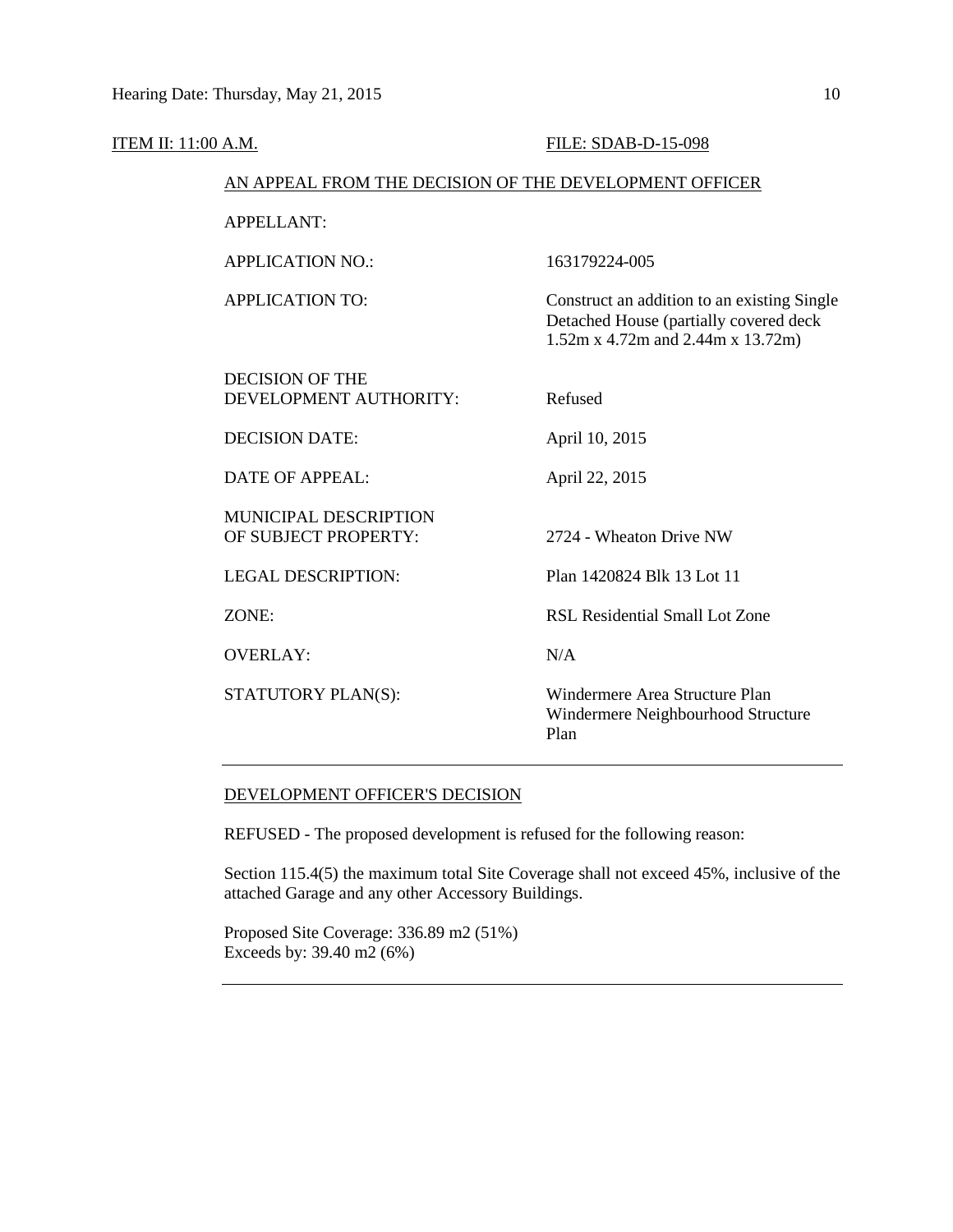ITEM II: 11:00 A.M. FILE: SDAB-D-15-098

AN APPEAL FROM THE DECISION OF THE DEVELOPMENT OFFICER

| | |
|---|---|
| APPELLANT: | |
| APPLICATION NO.: | 163179224-005 |
| APPLICATION TO: | Construct an addition to an existing Single Detached House (partially covered deck 1.52m x 4.72m and 2.44m x 13.72m) |
| DECISION OF THE DEVELOPMENT AUTHORITY: | Refused |
| DECISION DATE: | April 10, 2015 |
| DATE OF APPEAL: | April 22, 2015 |
| MUNICIPAL DESCRIPTION OF SUBJECT PROPERTY: | 2724 - Wheaton Drive NW |
| LEGAL DESCRIPTION: | Plan 1420824 Blk 13 Lot 11 |
| ZONE: | RSL Residential Small Lot Zone |
| OVERLAY: | N/A |
| STATUTORY PLAN(S): | Windermere Area Structure Plan<br>Windermere Neighbourhood Structure Plan |

---

DEVELOPMENT OFFICER'S DECISION

REFUSED - The proposed development is refused for the following reason:

Section 115.4(5) the maximum total Site Coverage shall not exceed 45%, inclusive of the attached Garage and any other Accessory Buildings.

Proposed Site Coverage: 336.89 m2 (51%)
Exceeds by: 39.40 m2 (6%)

---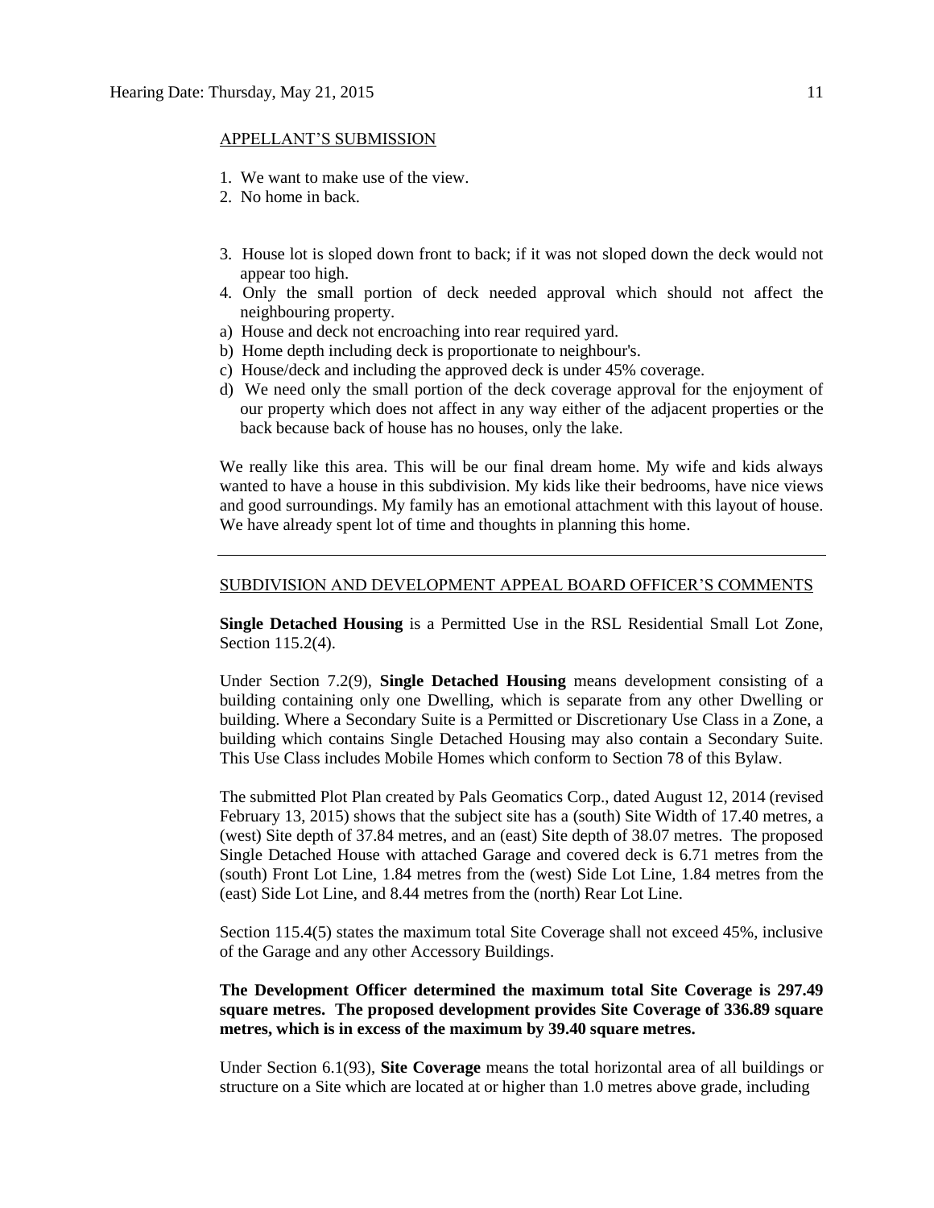APPELLANT'S SUBMISSION

1. We want to make use of the view.
2. No home in back.

3. House lot is sloped down front to back; if it was not sloped down the deck would not appear too high.
4. Only the small portion of deck needed approval which should not affect the neighbouring property.

a) House and deck not encroaching into rear required yard.
b) Home depth including deck is proportionate to neighbour's.
c) House/deck and including the approved deck is under 45% coverage.
d) We need only the small portion of the deck coverage approval for the enjoyment of our property which does not affect in any way either of the adjacent properties or the back because back of house has no houses, only the lake.

We really like this area. This will be our final dream home. My wife and kids always wanted to have a house in this subdivision. My kids like their bedrooms, have nice views and good surroundings. My family has an emotional attachment with this layout of house. We have already spent lot of time and thoughts in planning this home.

---

SUBDIVISION AND DEVELOPMENT APPEAL BOARD OFFICER'S COMMENTS

**Single Detached Housing** is a Permitted Use in the RSL Residential Small Lot Zone, Section 115.2(4).

Under Section 7.2(9), **Single Detached Housing** means development consisting of a building containing only one Dwelling, which is separate from any other Dwelling or building. Where a Secondary Suite is a Permitted or Discretionary Use Class in a Zone, a building which contains Single Detached Housing may also contain a Secondary Suite. This Use Class includes Mobile Homes which conform to Section 78 of this Bylaw.

The submitted Plot Plan created by Pals Geomatics Corp., dated August 12, 2014 (revised February 13, 2015) shows that the subject site has a (south) Site Width of 17.40 metres, a (west) Site depth of 37.84 metres, and an (east) Site depth of 38.07 metres. The proposed Single Detached House with attached Garage and covered deck is 6.71 metres from the (south) Front Lot Line, 1.84 metres from the (west) Side Lot Line, 1.84 metres from the (east) Side Lot Line, and 8.44 metres from the (north) Rear Lot Line.

Section 115.4(5) states the maximum total Site Coverage shall not exceed 45%, inclusive of the Garage and any other Accessory Buildings.

**The Development Officer determined the maximum total Site Coverage is 297.49 square metres. The proposed development provides Site Coverage of 336.89 square metres, which is in excess of the maximum by 39.40 square metres.**

Under Section 6.1(93), **Site Coverage** means the total horizontal area of all buildings or structure on a Site which are located at or higher than 1.0 metres above grade, including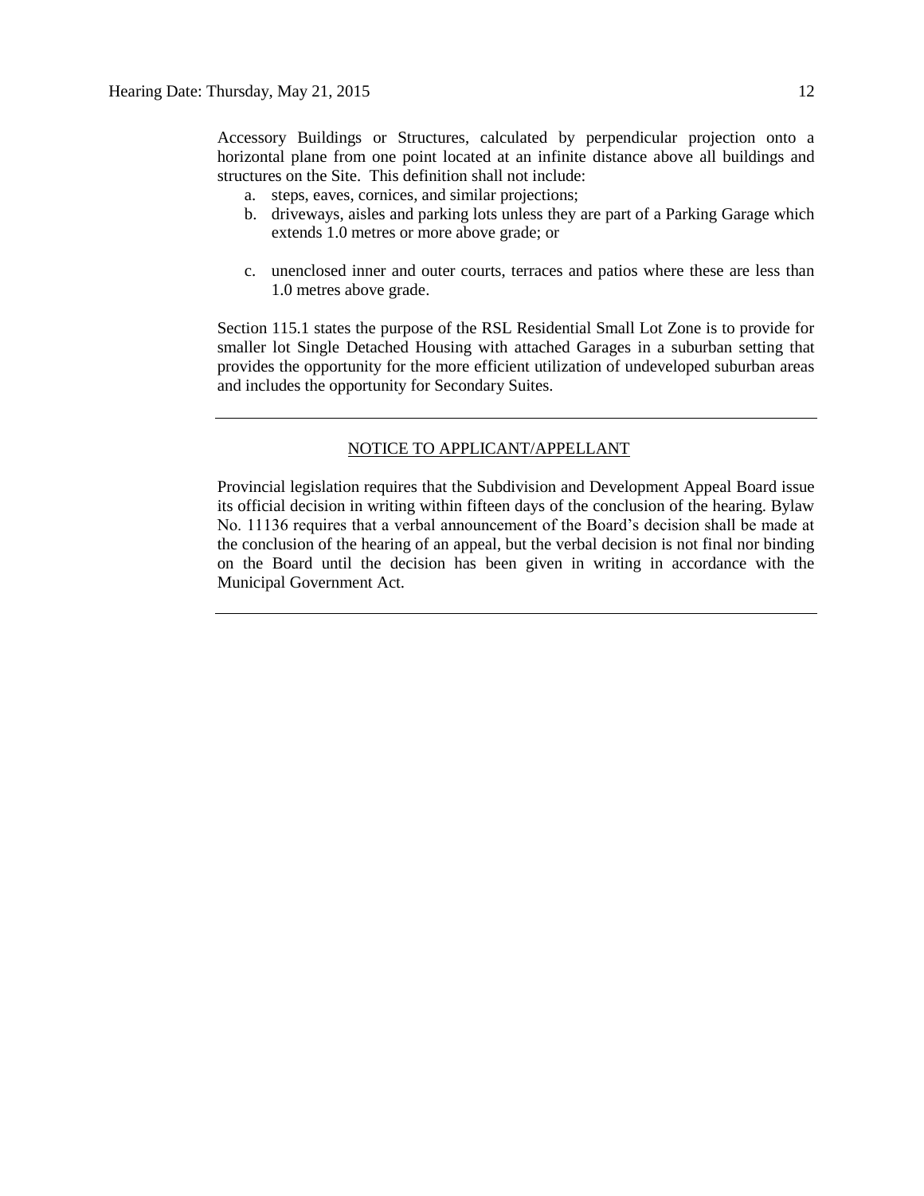Accessory Buildings or Structures, calculated by perpendicular projection onto a horizontal plane from one point located at an infinite distance above all buildings and structures on the Site. This definition shall not include:

a. steps, eaves, cornices, and similar projections;
b. driveways, aisles and parking lots unless they are part of a Parking Garage which extends 1.0 metres or more above grade; or
c. unenclosed inner and outer courts, terraces and patios where these are less than 1.0 metres above grade.

Section 115.1 states the purpose of the RSL Residential Small Lot Zone is to provide for smaller lot Single Detached Housing with attached Garages in a suburban setting that provides the opportunity for the more efficient utilization of undeveloped suburban areas and includes the opportunity for Secondary Suites.

---

NOTICE TO APPLICANT/APPELLANT

Provincial legislation requires that the Subdivision and Development Appeal Board issue its official decision in writing within fifteen days of the conclusion of the hearing. Bylaw No. 11136 requires that a verbal announcement of the Board's decision shall be made at the conclusion of the hearing of an appeal, but the verbal decision is not final nor binding on the Board until the decision has been given in writing in accordance with the Municipal Government Act.

---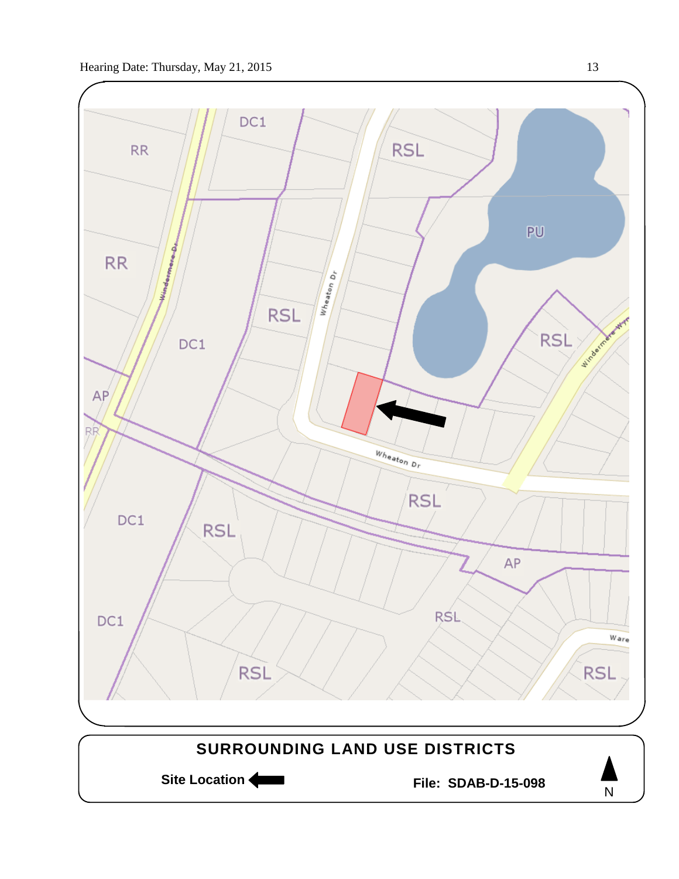## SURROUNDING LAND USE DISTRICTS

**Site Location** ←

**File: SDAB-D-15-098**

N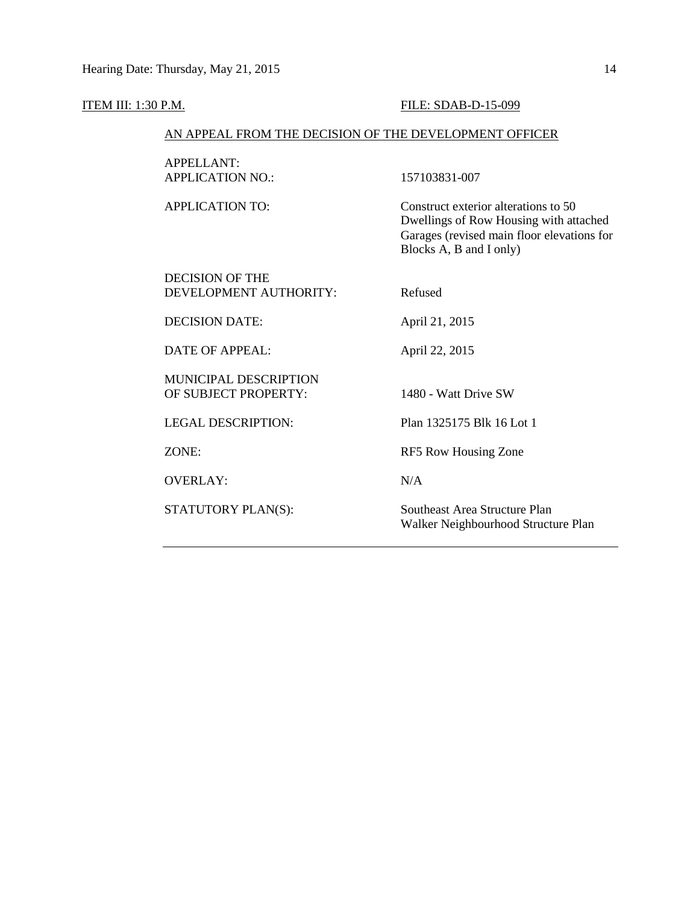ITEM III: 1:30 P.M. FILE: SDAB-D-15-099

AN APPEAL FROM THE DECISION OF THE DEVELOPMENT OFFICER

| | |
|---|---|
| APPELLANT: | |
| APPLICATION NO.: | 157103831-007 |
| APPLICATION TO: | Construct exterior alterations to 50 Dwellings of Row Housing with attached Garages (revised main floor elevations for Blocks A, B and I only) |
| DECISION OF THE DEVELOPMENT AUTHORITY: | Refused |
| DECISION DATE: | April 21, 2015 |
| DATE OF APPEAL: | April 22, 2015 |
| MUNICIPAL DESCRIPTION OF SUBJECT PROPERTY: | 1480 - Watt Drive SW |
| LEGAL DESCRIPTION: | Plan 1325175 Blk 16 Lot 1 |
| ZONE: | RF5 Row Housing Zone |
| OVERLAY: | N/A |
| STATUTORY PLAN(S): | Southeast Area Structure Plan<br>Walker Neighbourhood Structure Plan |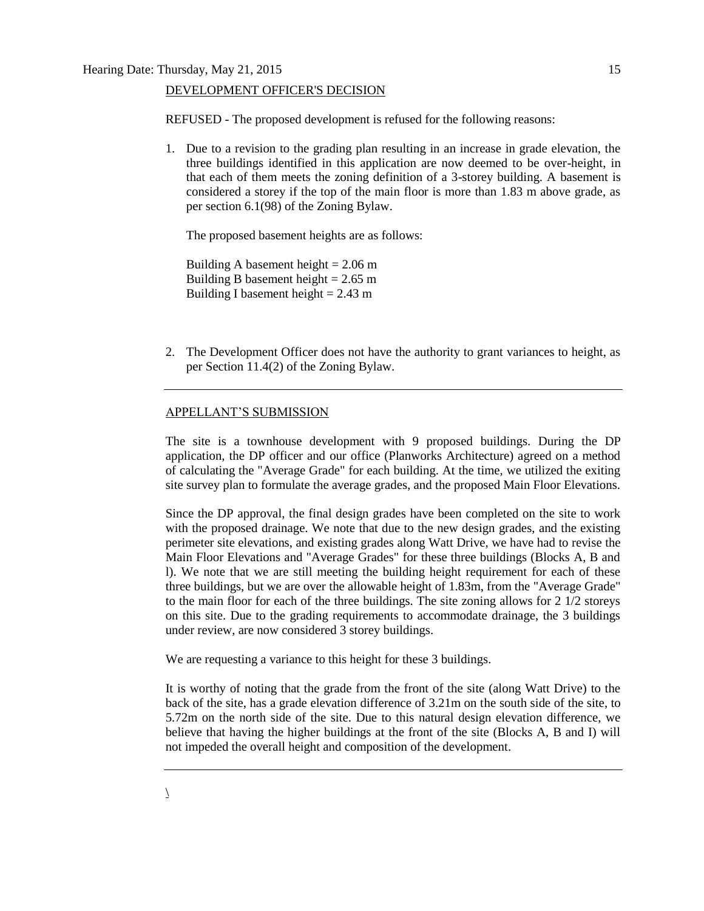DEVELOPMENT OFFICER'S DECISION

REFUSED - The proposed development is refused for the following reasons:

1. Due to a revision to the grading plan resulting in an increase in grade elevation, the three buildings identified in this application are now deemed to be over-height, in that each of them meets the zoning definition of a 3-storey building. A basement is considered a storey if the top of the main floor is more than 1.83 m above grade, as per section 6.1(98) of the Zoning Bylaw.

   The proposed basement heights are as follows:

   Building A basement height = 2.06 m
   Building B basement height = 2.65 m
   Building I basement height = 2.43 m

2. The Development Officer does not have the authority to grant variances to height, as per Section 11.4(2) of the Zoning Bylaw.

---

APPELLANT'S SUBMISSION

The site is a townhouse development with 9 proposed buildings. During the DP application, the DP officer and our office (Planworks Architecture) agreed on a method of calculating the "Average Grade" for each building. At the time, we utilized the exiting site survey plan to formulate the average grades, and the proposed Main Floor Elevations.

Since the DP approval, the final design grades have been completed on the site to work with the proposed drainage. We note that due to the new design grades, and the existing perimeter site elevations, and existing grades along Watt Drive, we have had to revise the Main Floor Elevations and "Average Grades" for these three buildings (Blocks A, B and l). We note that we are still meeting the building height requirement for each of these three buildings, but we are over the allowable height of 1.83m, from the "Average Grade" to the main floor for each of the three buildings. The site zoning allows for 2 1/2 storeys on this site. Due to the grading requirements to accommodate drainage, the 3 buildings under review, are now considered 3 storey buildings.

We are requesting a variance to this height for these 3 buildings.

It is worthy of noting that the grade from the front of the site (along Watt Drive) to the back of the site, has a grade elevation difference of 3.21m on the south side of the site, to 5.72m on the north side of the site. Due to this natural design elevation difference, we believe that having the higher buildings at the front of the site (Blocks A, B and I) will not impeded the overall height and composition of the development.

---

\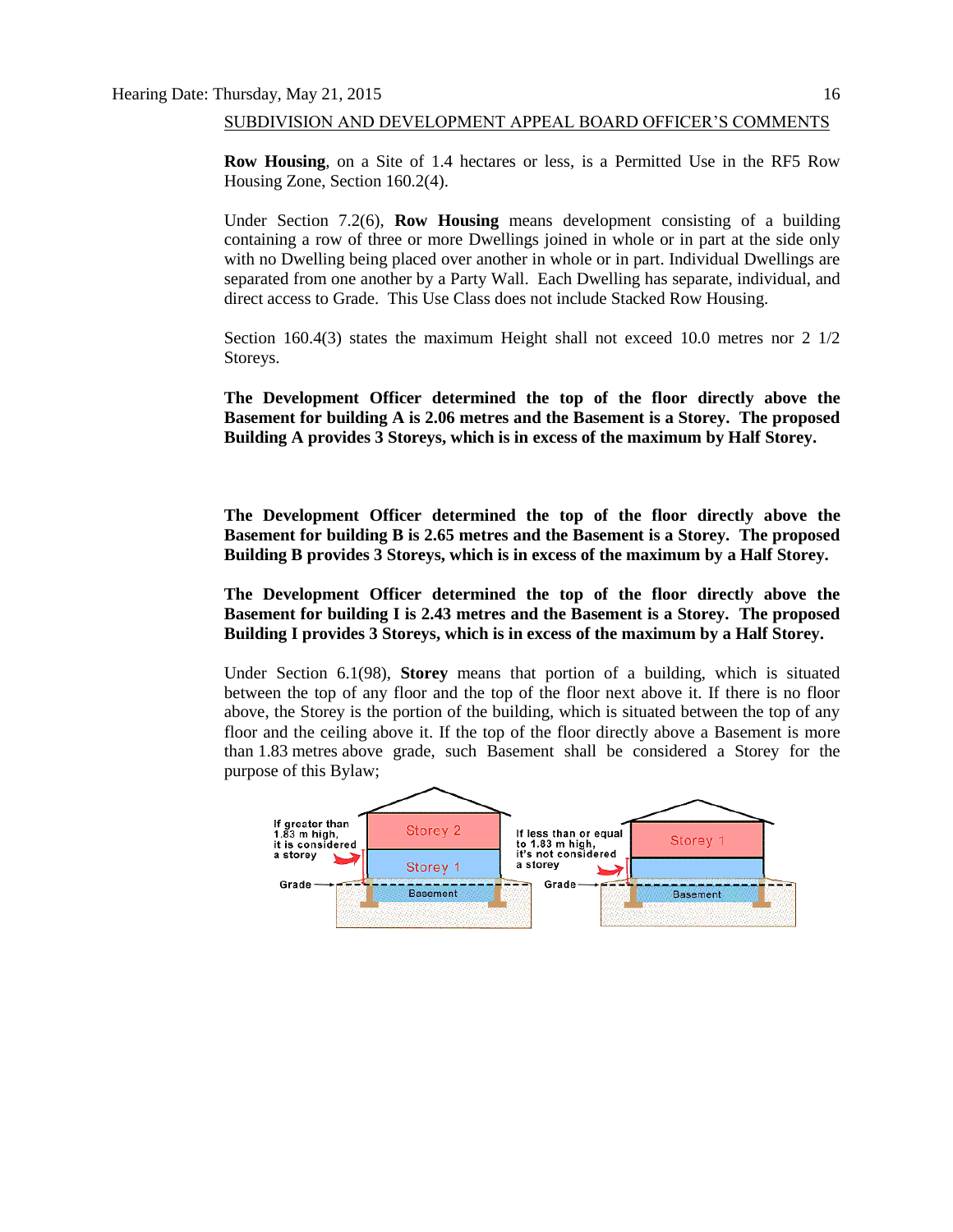SUBDISIVION AND DEVELOPMENT APPEAL BOARD OFFICER'S COMMENTS

**Row Housing**, on a Site of 1.4 hectares or less, is a Permitted Use in the RF5 Row Housing Zone, Section 160.2(4).

Under Section 7.2(6), **Row Housing** means development consisting of a building containing a row of three or more Dwellings joined in whole or in part at the side only with no Dwelling being placed over another in whole or in part. Individual Dwellings are separated from one another by a Party Wall. Each Dwelling has separate, individual, and direct access to Grade. This Use Class does not include Stacked Row Housing.

Section 160.4(3) states the maximum Height shall not exceed 10.0 metres nor 2 1/2 Storeys.

**The Development Officer determined the top of the floor directly above the Basement for building A is 2.06 metres and the Basement is a Storey. The proposed Building A provides 3 Storeys, which is in excess of the maximum by Half Storey.**

**The Development Officer determined the top of the floor directly above the Basement for building B is 2.65 metres and the Basement is a Storey. The proposed Building B provides 3 Storeys, which is in excess of the maximum by a Half Storey.**

**The Development Officer determined the top of the floor directly above the Basement for building I is 2.43 metres and the Basement is a Storey. The proposed Building I provides 3 Storeys, which is in excess of the maximum by a Half Storey.**

Under Section 6.1(98), **Storey** means that portion of a building, which is situated between the top of any floor and the top of the floor next above it. If there is no floor above, the Storey is the portion of the building, which is situated between the top of any floor and the ceiling above it. If the top of the floor directly above a Basement is more than 1.83 metres above grade, such Basement shall be considered a Storey for the purpose of this Bylaw;

If greater than 1.83 m high, it is considered a storey

Storey 2

Storey 1

Basement

Grade

If less than or equal to 1.83 m high, it's not considered a storey

Storey 1

Basement

Grade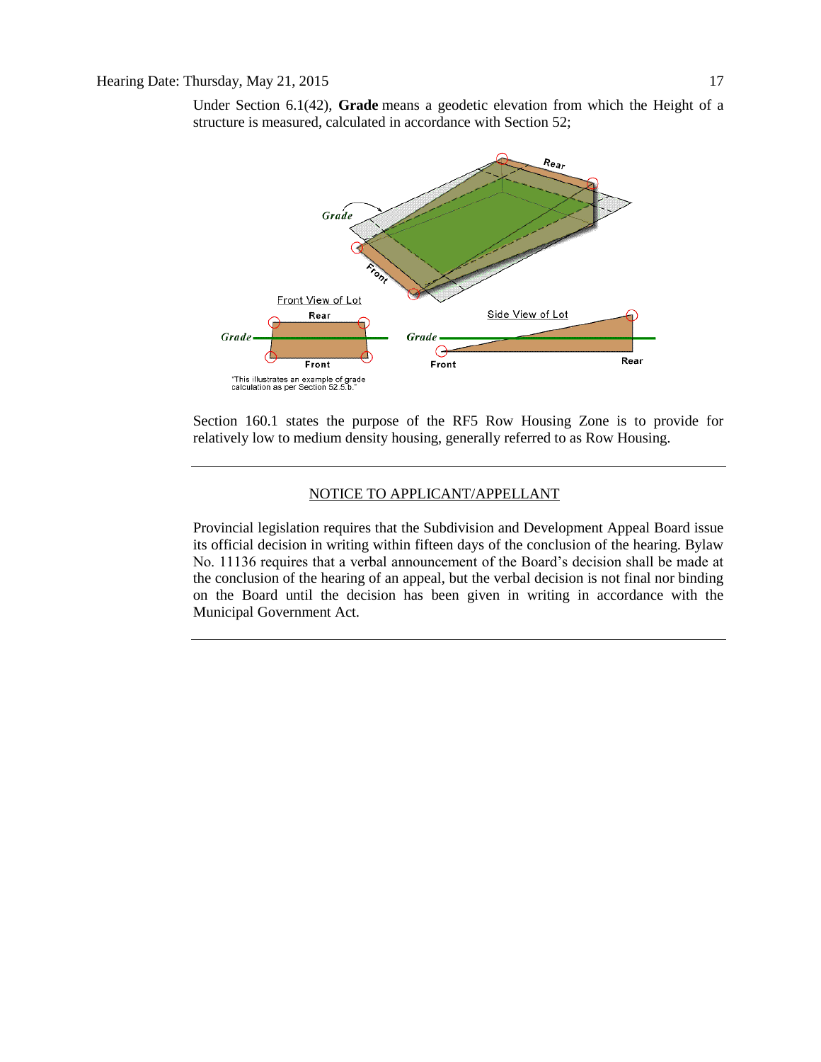Under Section 6.1(42), **Grade** means a geodetic elevation from which the Height of a structure is measured, calculated in accordance with Section 52;

Section 160.1 states the purpose of the RF5 Row Housing Zone is to provide for relatively low to medium density housing, generally referred to as Row Housing.

---

NOTICE TO APPLICANT/APPELLANT

Provincial legislation requires that the Subdivision and Development Appeal Board issue its official decision in writing within fifteen days of the conclusion of the hearing. Bylaw No. 11136 requires that a verbal announcement of the Board's decision shall be made at the conclusion of the hearing of an appeal, but the verbal decision is not final nor binding on the Board until the decision has been given in writing in accordance with the Municipal Government Act.

---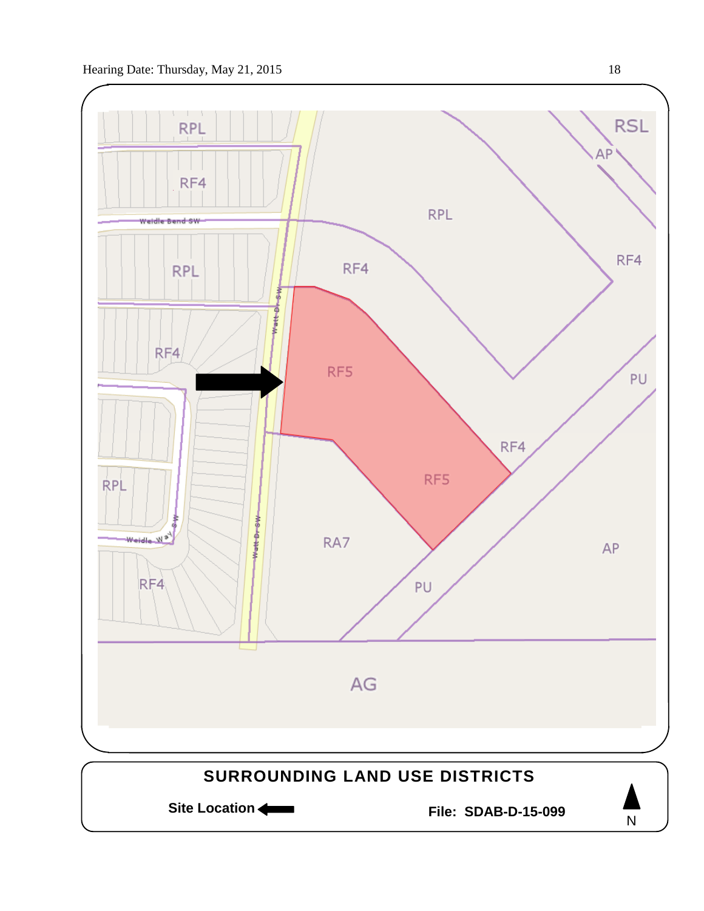RPL

RF4

Weidle Bend SW

RPL

RF4

RPL

RF4

RSL

AP

RF4

Watt Dr SW

RF5

RF5

RF4

PU

RPL

Weidle Way SW

RF4

Watt Dr SW

RA7

PU

AP

AG

**SURROUNDING LAND USE DISTRICTS**

**Site Location** ⟵

**File: SDAB-D-15-099**

N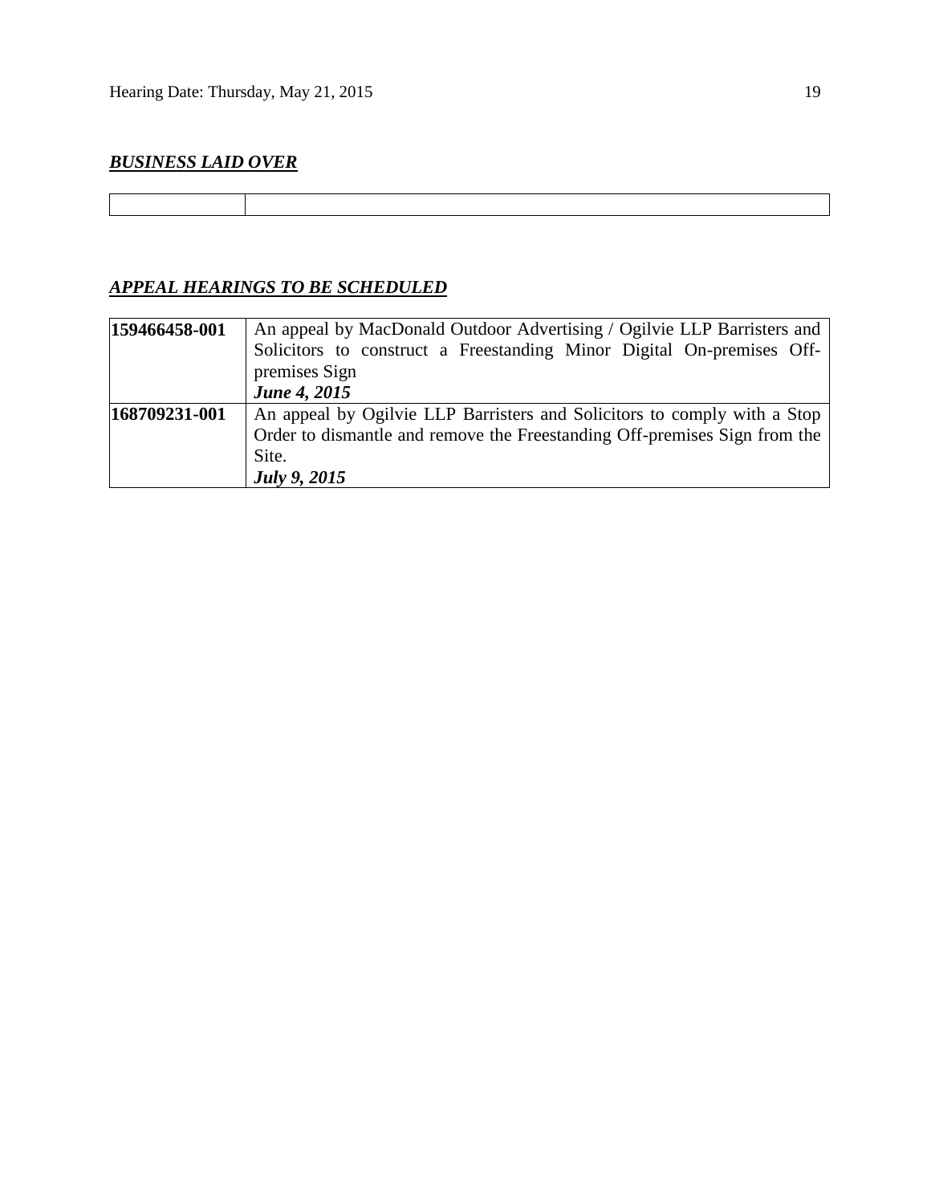***BUSINESS LAID OVER***

| | |
|---|---|
| | |

***APPEAL HEARINGS TO BE SCHEDULED***

| | |
|---|---|
| **159466458-001** | An appeal by MacDonald Outdoor Advertising / Ogilvie LLP Barristers and Solicitors to construct a Freestanding Minor Digital On-premises Off-premises Sign<br>***June 4, 2015*** |
| **168709231-001** | An appeal by Ogilvie LLP Barristers and Solicitors to comply with a Stop Order to dismantle and remove the Freestanding Off-premises Sign from the Site.<br>***July 9, 2015*** |